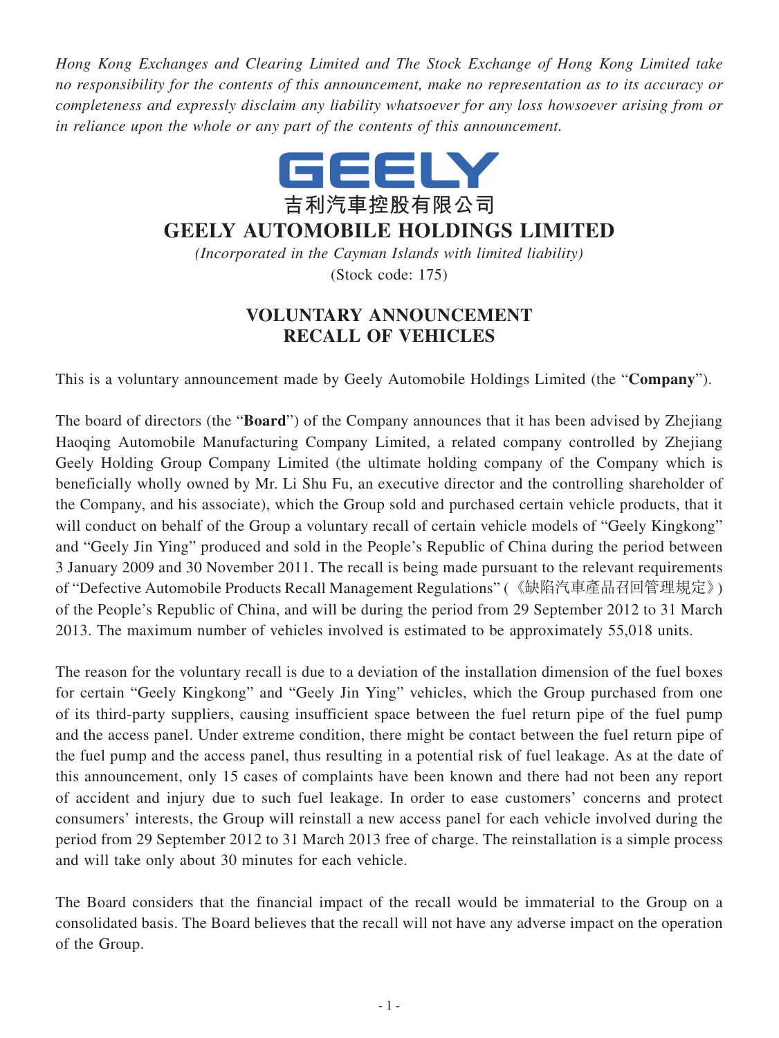*Hong Kong Exchanges and Clearing Limited and The Stock Exchange of Hong Kong Limited take no responsibility for the contents of this announcement, make no representation as to its accuracy or completeness and expressly disclaim any liability whatsoever for any loss howsoever arising from or in reliance upon the whole or any part of the contents of this announcement.*

GEELY

吉利汽車控股有限公司

# GEELY AUTOMOBILE HOLDINGS LIMITED

*(Incorporated in the Cayman Islands with limited liability)*

(Stock code: 175)

## VOLUNTARY ANNOUNCEMENT
## RECALL OF VEHICLES

This is a voluntary announcement made by Geely Automobile Holdings Limited (the "**Company**").

The board of directors (the "**Board**") of the Company announces that it has been advised by Zhejiang Haoqing Automobile Manufacturing Company Limited, a related company controlled by Zhejiang Geely Holding Group Company Limited (the ultimate holding company of the Company which is beneficially wholly owned by Mr. Li Shu Fu, an executive director and the controlling shareholder of the Company, and his associate), which the Group sold and purchased certain vehicle products, that it will conduct on behalf of the Group a voluntary recall of certain vehicle models of "Geely Kingkong" and "Geely Jin Ying" produced and sold in the People's Republic of China during the period between 3 January 2009 and 30 November 2011. The recall is being made pursuant to the relevant requirements of "Defective Automobile Products Recall Management Regulations" (《缺陷汽車產品召回管理規定》) of the People's Republic of China, and will be during the period from 29 September 2012 to 31 March 2013. The maximum number of vehicles involved is estimated to be approximately 55,018 units.

The reason for the voluntary recall is due to a deviation of the installation dimension of the fuel boxes for certain "Geely Kingkong" and "Geely Jin Ying" vehicles, which the Group purchased from one of its third-party suppliers, causing insufficient space between the fuel return pipe of the fuel pump and the access panel. Under extreme condition, there might be contact between the fuel return pipe of the fuel pump and the access panel, thus resulting in a potential risk of fuel leakage. As at the date of this announcement, only 15 cases of complaints have been known and there had not been any report of accident and injury due to such fuel leakage. In order to ease customers' concerns and protect consumers' interests, the Group will reinstall a new access panel for each vehicle involved during the period from 29 September 2012 to 31 March 2013 free of charge. The reinstallation is a simple process and will take only about 30 minutes for each vehicle.

The Board considers that the financial impact of the recall would be immaterial to the Group on a consolidated basis. The Board believes that the recall will not have any adverse impact on the operation of the Group.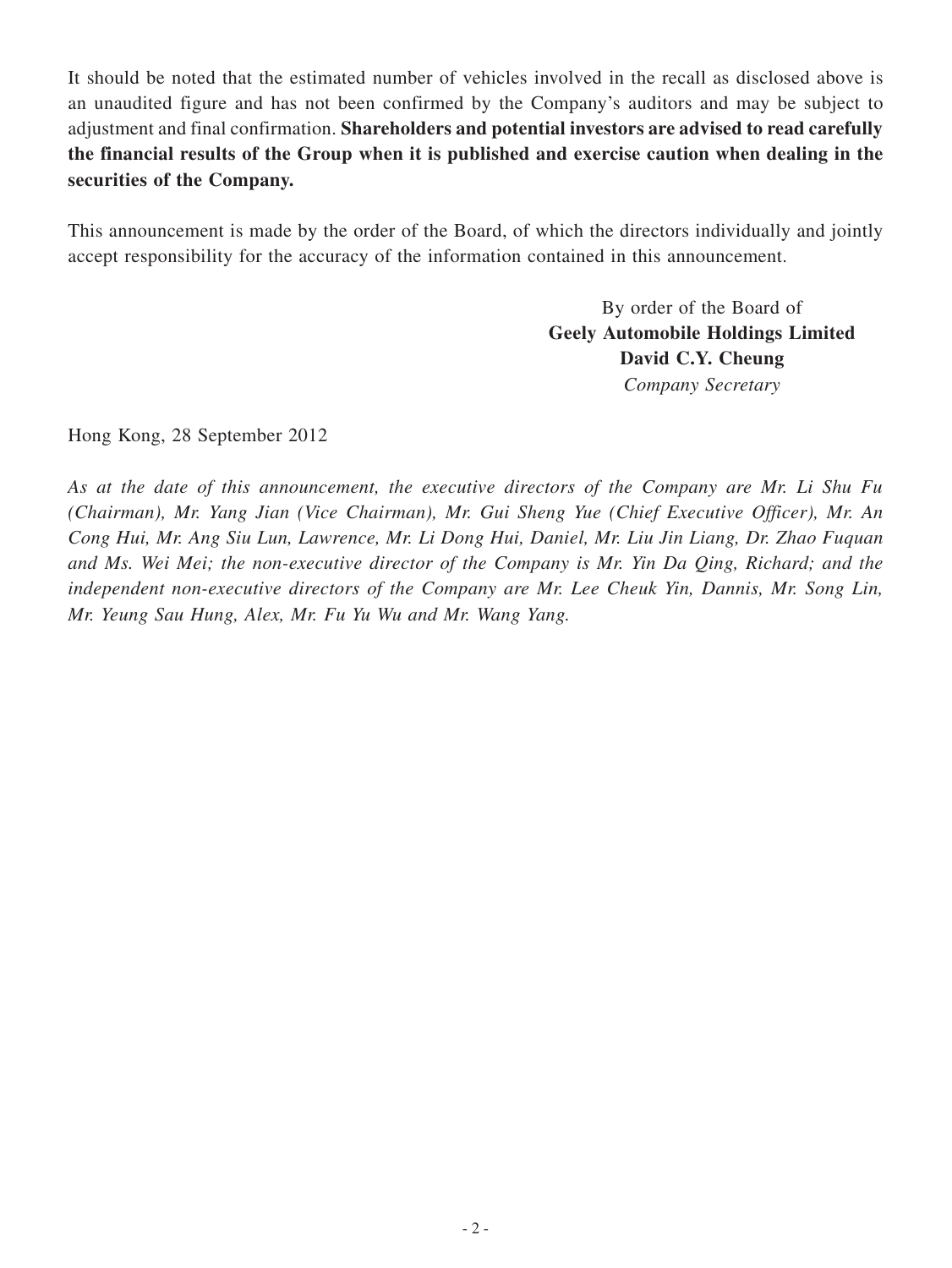It should be noted that the estimated number of vehicles involved in the recall as disclosed above is an unaudited figure and has not been confirmed by the Company's auditors and may be subject to adjustment and final confirmation. **Shareholders and potential investors are advised to read carefully the financial results of the Group when it is published and exercise caution when dealing in the securities of the Company.**

This announcement is made by the order of the Board, of which the directors individually and jointly accept responsibility for the accuracy of the information contained in this announcement.

By order of the Board of
**Geely Automobile Holdings Limited**
**David C.Y. Cheung**
*Company Secretary*

Hong Kong, 28 September 2012

*As at the date of this announcement, the executive directors of the Company are Mr. Li Shu Fu (Chairman), Mr. Yang Jian (Vice Chairman), Mr. Gui Sheng Yue (Chief Executive Officer), Mr. An Cong Hui, Mr. Ang Siu Lun, Lawrence, Mr. Li Dong Hui, Daniel, Mr. Liu Jin Liang, Dr. Zhao Fuquan and Ms. Wei Mei; the non-executive director of the Company is Mr. Yin Da Qing, Richard; and the independent non-executive directors of the Company are Mr. Lee Cheuk Yin, Dannis, Mr. Song Lin, Mr. Yeung Sau Hung, Alex, Mr. Fu Yu Wu and Mr. Wang Yang.*